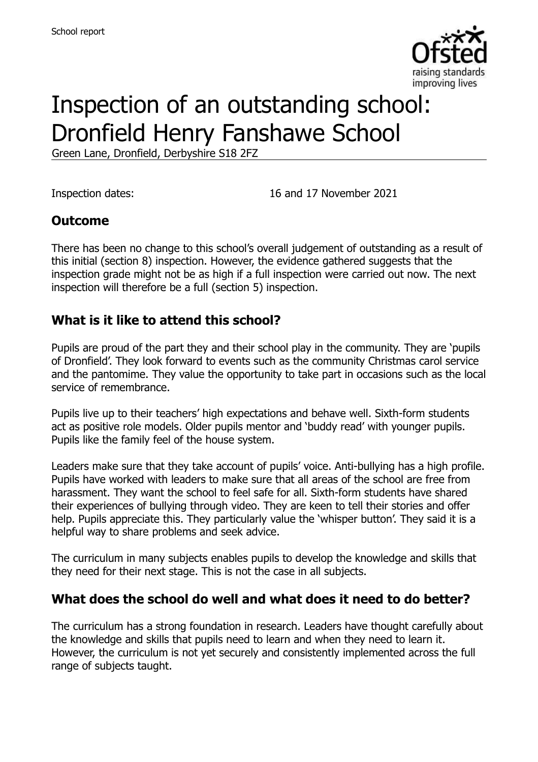School report

# Inspection of an outstanding school: Dronfield Henry Fanshawe School

Green Lane, Dronfield, Derbyshire S18 2FZ

Inspection dates: 16 and 17 November 2021

## Outcome

There has been no change to this school's overall judgement of outstanding as a result of this initial (section 8) inspection. However, the evidence gathered suggests that the inspection grade might not be as high if a full inspection were carried out now. The next inspection will therefore be a full (section 5) inspection.

## What is it like to attend this school?

Pupils are proud of the part they and their school play in the community. They are 'pupils of Dronfield'. They look forward to events such as the community Christmas carol service and the pantomime. They value the opportunity to take part in occasions such as the local service of remembrance.

Pupils live up to their teachers' high expectations and behave well. Sixth-form students act as positive role models. Older pupils mentor and 'buddy read' with younger pupils. Pupils like the family feel of the house system.

Leaders make sure that they take account of pupils' voice. Anti-bullying has a high profile. Pupils have worked with leaders to make sure that all areas of the school are free from harassment. They want the school to feel safe for all. Sixth-form students have shared their experiences of bullying through video. They are keen to tell their stories and offer help. Pupils appreciate this. They particularly value the 'whisper button'. They said it is a helpful way to share problems and seek advice.

The curriculum in many subjects enables pupils to develop the knowledge and skills that they need for their next stage. This is not the case in all subjects.

## What does the school do well and what does it need to do better?

The curriculum has a strong foundation in research. Leaders have thought carefully about the knowledge and skills that pupils need to learn and when they need to learn it. However, the curriculum is not yet securely and consistently implemented across the full range of subjects taught.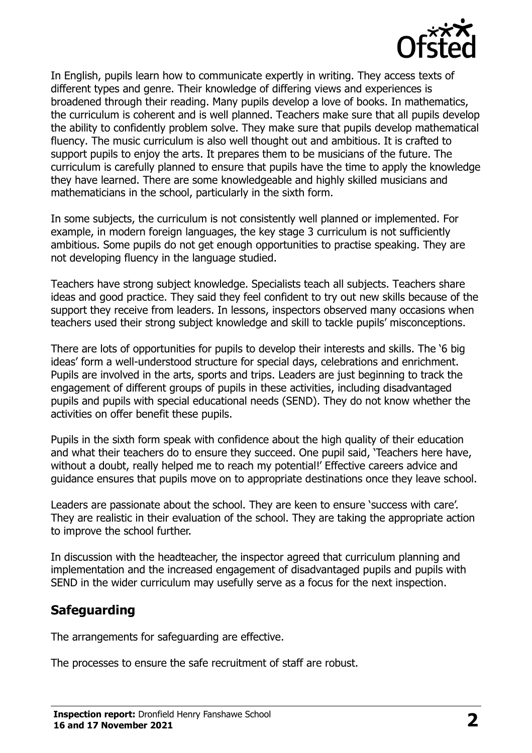In English, pupils learn how to communicate expertly in writing. They access texts of different types and genre. Their knowledge of differing views and experiences is broadened through their reading. Many pupils develop a love of books. In mathematics, the curriculum is coherent and is well planned. Teachers make sure that all pupils develop the ability to confidently problem solve. They make sure that pupils develop mathematical fluency. The music curriculum is also well thought out and ambitious. It is crafted to support pupils to enjoy the arts. It prepares them to be musicians of the future. The curriculum is carefully planned to ensure that pupils have the time to apply the knowledge they have learned. There are some knowledgeable and highly skilled musicians and mathematicians in the school, particularly in the sixth form.

In some subjects, the curriculum is not consistently well planned or implemented. For example, in modern foreign languages, the key stage 3 curriculum is not sufficiently ambitious. Some pupils do not get enough opportunities to practise speaking. They are not developing fluency in the language studied.

Teachers have strong subject knowledge. Specialists teach all subjects. Teachers share ideas and good practice. They said they feel confident to try out new skills because of the support they receive from leaders. In lessons, inspectors observed many occasions when teachers used their strong subject knowledge and skill to tackle pupils' misconceptions.

There are lots of opportunities for pupils to develop their interests and skills. The '6 big ideas' form a well-understood structure for special days, celebrations and enrichment. Pupils are involved in the arts, sports and trips. Leaders are just beginning to track the engagement of different groups of pupils in these activities, including disadvantaged pupils and pupils with special educational needs (SEND). They do not know whether the activities on offer benefit these pupils.

Pupils in the sixth form speak with confidence about the high quality of their education and what their teachers do to ensure they succeed. One pupil said, 'Teachers here have, without a doubt, really helped me to reach my potential!' Effective careers advice and guidance ensures that pupils move on to appropriate destinations once they leave school.

Leaders are passionate about the school. They are keen to ensure 'success with care'. They are realistic in their evaluation of the school. They are taking the appropriate action to improve the school further.

In discussion with the headteacher, the inspector agreed that curriculum planning and implementation and the increased engagement of disadvantaged pupils and pupils with SEND in the wider curriculum may usefully serve as a focus for the next inspection.

## Safeguarding

The arrangements for safeguarding are effective.

The processes to ensure the safe recruitment of staff are robust.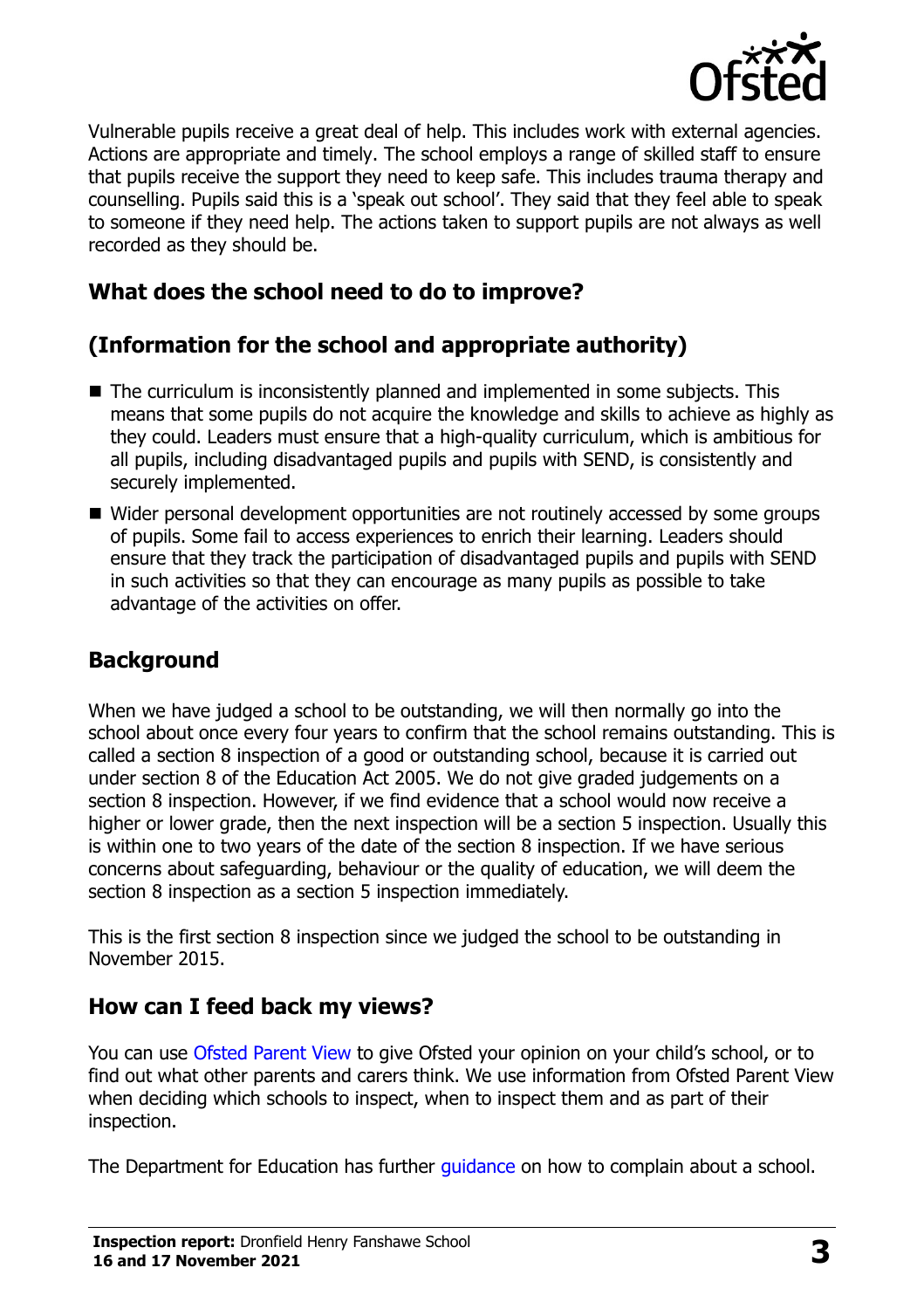Vulnerable pupils receive a great deal of help. This includes work with external agencies. Actions are appropriate and timely. The school employs a range of skilled staff to ensure that pupils receive the support they need to keep safe. This includes trauma therapy and counselling. Pupils said this is a 'speak out school'. They said that they feel able to speak to someone if they need help. The actions taken to support pupils are not always as well recorded as they should be.

## What does the school need to do to improve?

## (Information for the school and appropriate authority)

- The curriculum is inconsistently planned and implemented in some subjects. This means that some pupils do not acquire the knowledge and skills to achieve as highly as they could. Leaders must ensure that a high-quality curriculum, which is ambitious for all pupils, including disadvantaged pupils and pupils with SEND, is consistently and securely implemented.
- Wider personal development opportunities are not routinely accessed by some groups of pupils. Some fail to access experiences to enrich their learning. Leaders should ensure that they track the participation of disadvantaged pupils and pupils with SEND in such activities so that they can encourage as many pupils as possible to take advantage of the activities on offer.

## Background

When we have judged a school to be outstanding, we will then normally go into the school about once every four years to confirm that the school remains outstanding. This is called a section 8 inspection of a good or outstanding school, because it is carried out under section 8 of the Education Act 2005. We do not give graded judgements on a section 8 inspection. However, if we find evidence that a school would now receive a higher or lower grade, then the next inspection will be a section 5 inspection. Usually this is within one to two years of the date of the section 8 inspection. If we have serious concerns about safeguarding, behaviour or the quality of education, we will deem the section 8 inspection as a section 5 inspection immediately.

This is the first section 8 inspection since we judged the school to be outstanding in November 2015.

## How can I feed back my views?

You can use Ofsted Parent View to give Ofsted your opinion on your child's school, or to find out what other parents and carers think. We use information from Ofsted Parent View when deciding which schools to inspect, when to inspect them and as part of their inspection.

The Department for Education has further guidance on how to complain about a school.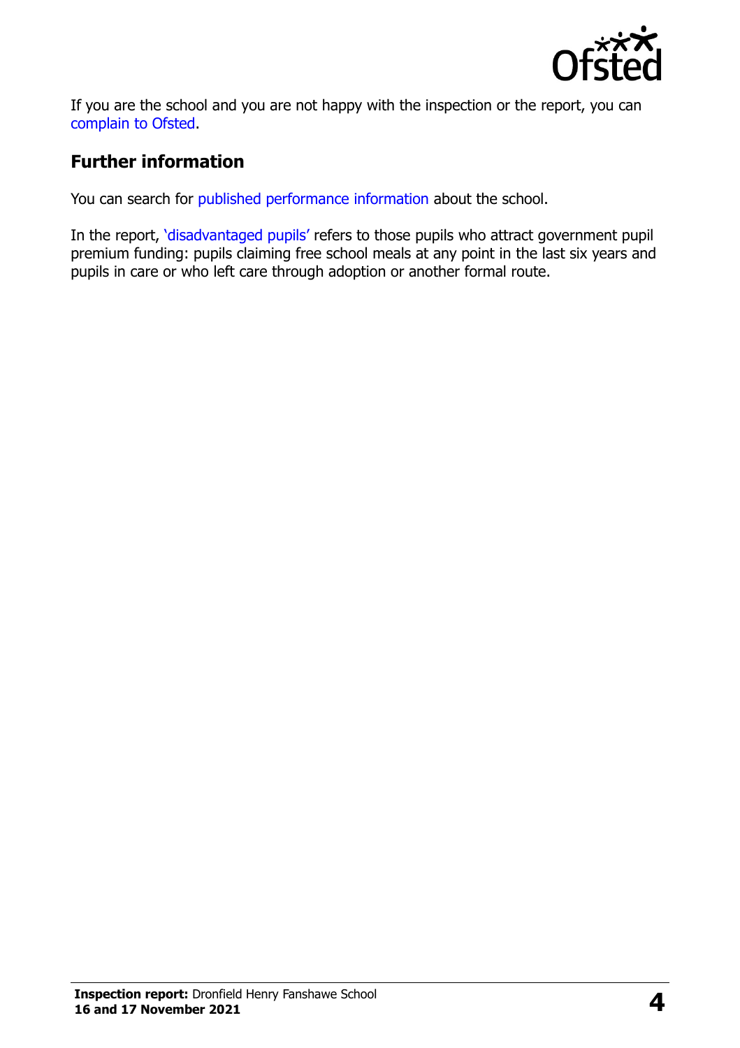If you are the school and you are not happy with the inspection or the report, you can complain to Ofsted.

## Further information

You can search for published performance information about the school.

In the report, 'disadvantaged pupils' refers to those pupils who attract government pupil premium funding: pupils claiming free school meals at any point in the last six years and pupils in care or who left care through adoption or another formal route.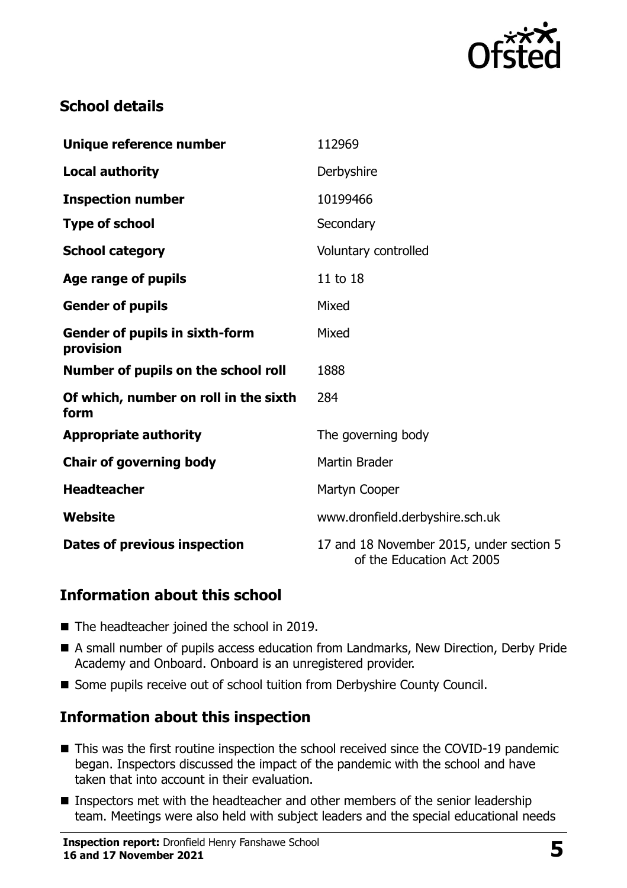## School details

| | |
|---|---|
| **Unique reference number** | 112969 |
| **Local authority** | Derbyshire |
| **Inspection number** | 10199466 |
| **Type of school** | Secondary |
| **School category** | Voluntary controlled |
| **Age range of pupils** | 11 to 18 |
| **Gender of pupils** | Mixed |
| **Gender of pupils in sixth-form provision** | Mixed |
| **Number of pupils on the school roll** | 1888 |
| **Of which, number on roll in the sixth form** | 284 |
| **Appropriate authority** | The governing body |
| **Chair of governing body** | Martin Brader |
| **Headteacher** | Martyn Cooper |
| **Website** | www.dronfield.derbyshire.sch.uk |
| **Dates of previous inspection** | 17 and 18 November 2015, under section 5 of the Education Act 2005 |

## Information about this school

- The headteacher joined the school in 2019.
- A small number of pupils access education from Landmarks, New Direction, Derby Pride Academy and Onboard. Onboard is an unregistered provider.
- Some pupils receive out of school tuition from Derbyshire County Council.

## Information about this inspection

- This was the first routine inspection the school received since the COVID-19 pandemic began. Inspectors discussed the impact of the pandemic with the school and have taken that into account in their evaluation.
- Inspectors met with the headteacher and other members of the senior leadership team. Meetings were also held with subject leaders and the special educational needs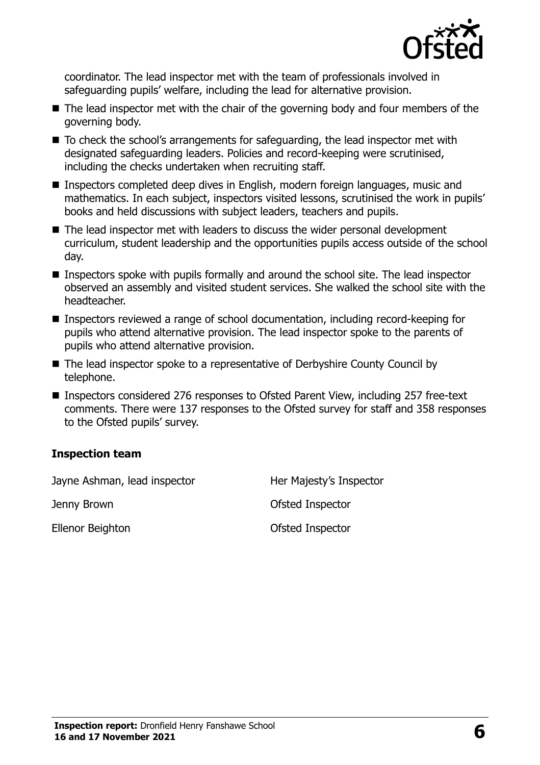coordinator. The lead inspector met with the team of professionals involved in safeguarding pupils' welfare, including the lead for alternative provision.

- The lead inspector met with the chair of the governing body and four members of the governing body.
- To check the school's arrangements for safeguarding, the lead inspector met with designated safeguarding leaders. Policies and record-keeping were scrutinised, including the checks undertaken when recruiting staff.
- Inspectors completed deep dives in English, modern foreign languages, music and mathematics. In each subject, inspectors visited lessons, scrutinised the work in pupils' books and held discussions with subject leaders, teachers and pupils.
- The lead inspector met with leaders to discuss the wider personal development curriculum, student leadership and the opportunities pupils access outside of the school day.
- Inspectors spoke with pupils formally and around the school site. The lead inspector observed an assembly and visited student services. She walked the school site with the headteacher.
- Inspectors reviewed a range of school documentation, including record-keeping for pupils who attend alternative provision. The lead inspector spoke to the parents of pupils who attend alternative provision.
- The lead inspector spoke to a representative of Derbyshire County Council by telephone.
- Inspectors considered 276 responses to Ofsted Parent View, including 257 free-text comments. There were 137 responses to the Ofsted survey for staff and 358 responses to the Ofsted pupils' survey.

## Inspection team

| | |
|---|---|
| Jayne Ashman, lead inspector | Her Majesty's Inspector |
| Jenny Brown | Ofsted Inspector |
| Ellenor Beighton | Ofsted Inspector |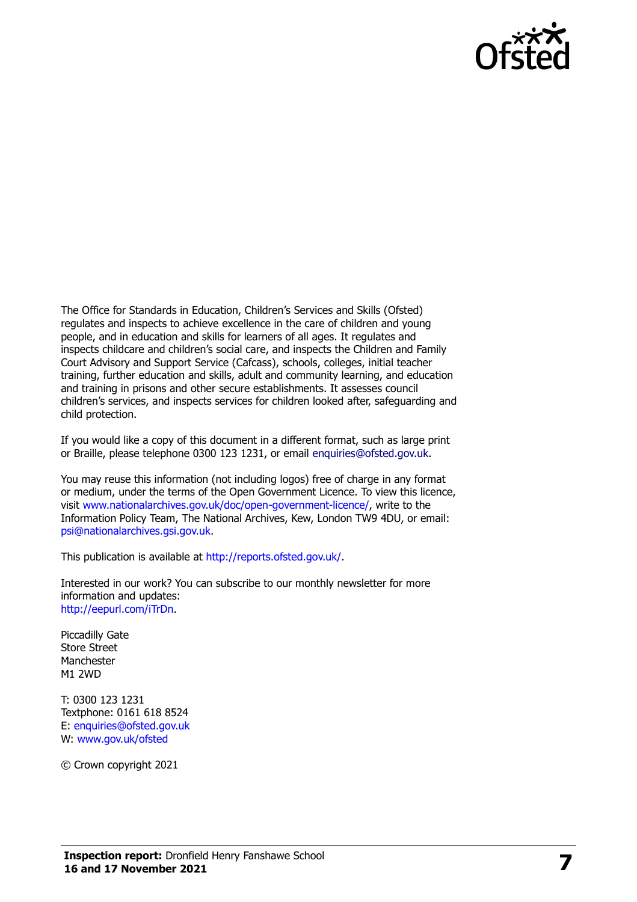The Office for Standards in Education, Children's Services and Skills (Ofsted) regulates and inspects to achieve excellence in the care of children and young people, and in education and skills for learners of all ages. It regulates and inspects childcare and children's social care, and inspects the Children and Family Court Advisory and Support Service (Cafcass), schools, colleges, initial teacher training, further education and skills, adult and community learning, and education and training in prisons and other secure establishments. It assesses council children's services, and inspects services for children looked after, safeguarding and child protection.

If you would like a copy of this document in a different format, such as large print or Braille, please telephone 0300 123 1231, or email enquiries@ofsted.gov.uk.

You may reuse this information (not including logos) free of charge in any format or medium, under the terms of the Open Government Licence. To view this licence, visit www.nationalarchives.gov.uk/doc/open-government-licence/, write to the Information Policy Team, The National Archives, Kew, London TW9 4DU, or email: psi@nationalarchives.gsi.gov.uk.

This publication is available at http://reports.ofsted.gov.uk/.

Interested in our work? You can subscribe to our monthly newsletter for more information and updates:
http://eepurl.com/iTrDn.

Piccadilly Gate
Store Street
Manchester
M1 2WD

T: 0300 123 1231
Textphone: 0161 618 8524
E: enquiries@ofsted.gov.uk
W: www.gov.uk/ofsted

© Crown copyright 2021